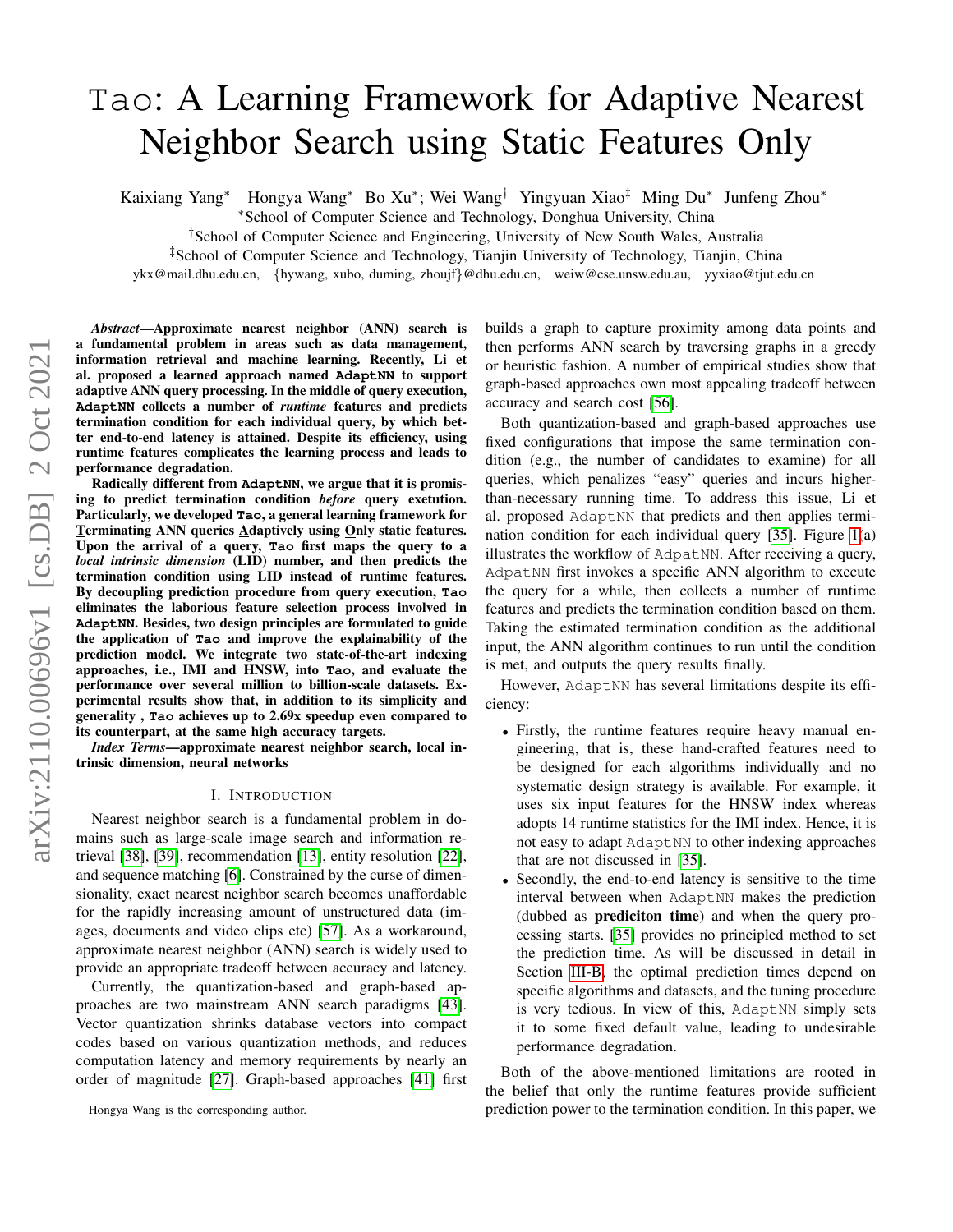# Tao: A Learning Framework for Adaptive Nearest Neighbor Search using Static Features Only

Kaixiang Yang[*] Hongya Wang[*] Bo Xu[*]; Wei Wang[†] Yingyuan Xiao[‡] Ming Du[*] Junfeng Zhou[*]

[*]School of Computer Science and Technology, Donghua University, China

[†]School of Computer Science and Engineering, University of New South Wales, Australia

[‡]School of Computer Science and Technology, Tianjin University of Technology, Tianjin, China

ykx@mail.dhu.edu.cn, {hywang, xubo, duming, zhoujf}@dhu.edu.cn, weiw@cse.unsw.edu.au, yyxiao@tjut.edu.cn

***Abstract*—Approximate nearest neighbor (ANN) search is a fundamental problem in areas such as data management, information retrieval and machine learning. Recently, Li et al. proposed a learned approach named AdaptNN to support adaptive ANN query processing. In the middle of query execution, AdaptNN collects a number of *runtime* features and predicts termination condition for each individual query, by which better end-to-end latency is attained. Despite its efficiency, using runtime features complicates the learning process and leads to performance degradation.**

**Radically different from AdaptNN, we argue that it is promising to predict termination condition *before* query exetution. Particularly, we developed Tao, a general learning framework for Terminating ANN queries Adaptively using Only static features. Upon the arrival of a query, Tao first maps the query to a *local intrinsic dimension* (LID) number, and then predicts the termination condition using LID instead of runtime features. By decoupling prediction procedure from query execution, Tao eliminates the laborious feature selection process involved in AdaptNN. Besides, two design principles are formulated to guide the application of Tao and improve the explainability of the prediction model. We integrate two state-of-the-art indexing approaches, i.e., IMI and HNSW, into Tao, and evaluate the performance over several million to billion-scale datasets. Experimental results show that, in addition to its simplicity and generality , Tao achieves up to 2.69x speedup even compared to its counterpart, at the same high accuracy targets.**

***Index Terms*—approximate nearest neighbor search, local intrinsic dimension, neural networks**

## I. Introduction

Nearest neighbor search is a fundamental problem in domains such as large-scale image search and information retrieval [38], [39], recommendation [13], entity resolution [22], and sequence matching [6]. Constrained by the curse of dimensionality, exact nearest neighbor search becomes unaffordable for the rapidly increasing amount of unstructured data (images, documents and video clips etc) [57]. As a workaround, approximate nearest neighbor (ANN) search is widely used to provide an appropriate tradeoff between accuracy and latency.

Currently, the quantization-based and graph-based approaches are two mainstream ANN search paradigms [43]. Vector quantization shrinks database vectors into compact codes based on various quantization methods, and reduces computation latency and memory requirements by nearly an order of magnitude [27]. Graph-based approaches [41] first builds a graph to capture proximity among data points and then performs ANN search by traversing graphs in a greedy or heuristic fashion. A number of empirical studies show that graph-based approaches own most appealing tradeoff between accuracy and search cost [56].

Both quantization-based and graph-based approaches use fixed configurations that impose the same termination condition (e.g., the number of candidates to examine) for all queries, which penalizes "easy" queries and incurs higher-than-necessary running time. To address this issue, Li et al. proposed AdaptNN that predicts and then applies termination condition for each individual query [35]. Figure 1(a) illustrates the workflow of AdpatNN. After receiving a query, AdpatNN first invokes a specific ANN algorithm to execute the query for a while, then collects a number of runtime features and predicts the termination condition based on them. Taking the estimated termination condition as the additional input, the ANN algorithm continues to run until the condition is met, and outputs the query results finally.

However, AdaptNN has several limitations despite its efficiency:

- Firstly, the runtime features require heavy manual engineering, that is, these hand-crafted features need to be designed for each algorithms individually and no systematic design strategy is available. For example, it uses six input features for the HNSW index whereas adopts 14 runtime statistics for the IMI index. Hence, it is not easy to adapt AdaptNN to other indexing approaches that are not discussed in [35].
- Secondly, the end-to-end latency is sensitive to the time interval between when AdaptNN makes the prediction (dubbed as **prediciton time**) and when the query processing starts. [35] provides no principled method to set the prediction time. As will be discussed in detail in Section III-B, the optimal prediction times depend on specific algorithms and datasets, and the tuning procedure is very tedious. In view of this, AdaptNN simply sets it to some fixed default value, leading to undesirable performance degradation.

Both of the above-mentioned limitations are rooted in the belief that only the runtime features provide sufficient prediction power to the termination condition. In this paper, we

Hongya Wang is the corresponding author.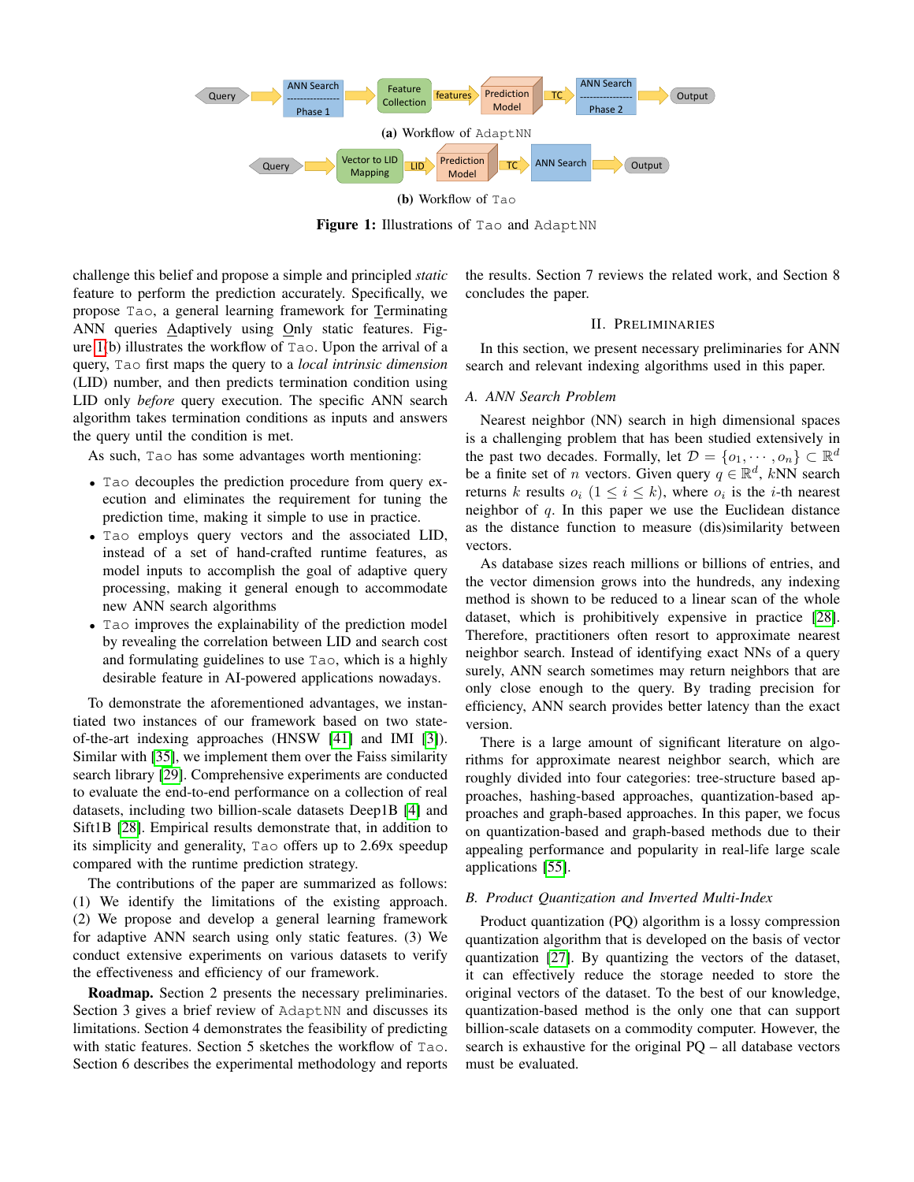(a) Workflow of AdaptNN

(b) Workflow of Tao

**Figure 1:** Illustrations of Tao and AdaptNN

challenge this belief and propose a simple and principled *static* feature to perform the prediction accurately. Specifically, we propose Tao, a general learning framework for Terminating ANN queries Adaptively using Only static features. Figure 1(b) illustrates the workflow of Tao. Upon the arrival of a query, Tao first maps the query to a *local intrinsic dimension* (LID) number, and then predicts termination condition using LID only *before* query execution. The specific ANN search algorithm takes termination conditions as inputs and answers the query until the condition is met.

As such, Tao has some advantages worth mentioning:

- Tao decouples the prediction procedure from query execution and eliminates the requirement for tuning the prediction time, making it simple to use in practice.
- Tao employs query vectors and the associated LID, instead of a set of hand-crafted runtime features, as model inputs to accomplish the goal of adaptive query processing, making it general enough to accommodate new ANN search algorithms
- Tao improves the explainability of the prediction model by revealing the correlation between LID and search cost and formulating guidelines to use Tao, which is a highly desirable feature in AI-powered applications nowadays.

To demonstrate the aforementioned advantages, we instantiated two instances of our framework based on two state-of-the-art indexing approaches (HNSW [41] and IMI [3]). Similar with [35], we implement them over the Faiss similarity search library [29]. Comprehensive experiments are conducted to evaluate the end-to-end performance on a collection of real datasets, including two billion-scale datasets Deep1B [4] and Sift1B [28]. Empirical results demonstrate that, in addition to its simplicity and generality, Tao offers up to 2.69x speedup compared with the runtime prediction strategy.

The contributions of the paper are summarized as follows: (1) We identify the limitations of the existing approach. (2) We propose and develop a general learning framework for adaptive ANN search using only static features. (3) We conduct extensive experiments on various datasets to verify the effectiveness and efficiency of our framework.

**Roadmap.** Section 2 presents the necessary preliminaries. Section 3 gives a brief review of AdaptNN and discusses its limitations. Section 4 demonstrates the feasibility of predicting with static features. Section 5 sketches the workflow of Tao. Section 6 describes the experimental methodology and reports the results. Section 7 reviews the related work, and Section 8 concludes the paper.

## II. Preliminaries

In this section, we present necessary preliminaries for ANN search and relevant indexing algorithms used in this paper.

### A. ANN Search Problem

Nearest neighbor (NN) search in high dimensional spaces is a challenging problem that has been studied extensively in the past two decades. Formally, let $\mathcal{D} = \{o_1, \cdots, o_n\} \subset \mathbb{R}^d$ be a finite set of $n$ vectors. Given query $q \in \mathbb{R}^d$, $k$NN search returns $k$ results $o_i$ ($1 \leq i \leq k$), where $o_i$ is the $i$-th nearest neighbor of $q$. In this paper we use the Euclidean distance as the distance function to measure (dis)similarity between vectors.

As database sizes reach millions or billions of entries, and the vector dimension grows into the hundreds, any indexing method is shown to be reduced to a linear scan of the whole dataset, which is prohibitively expensive in practice [28]. Therefore, practitioners often resort to approximate nearest neighbor search. Instead of identifying exact NNs of a query surely, ANN search sometimes may return neighbors that are only close enough to the query. By trading precision for efficiency, ANN search provides better latency than the exact version.

There is a large amount of significant literature on algorithms for approximate nearest neighbor search, which are roughly divided into four categories: tree-structure based approaches, hashing-based approaches, quantization-based approaches and graph-based approaches. In this paper, we focus on quantization-based and graph-based methods due to their appealing performance and popularity in real-life large scale applications [55].

### B. Product Quantization and Inverted Multi-Index

Product quantization (PQ) algorithm is a lossy compression quantization algorithm that is developed on the basis of vector quantization [27]. By quantizing the vectors of the dataset, it can effectively reduce the storage needed to store the original vectors of the dataset. To the best of our knowledge, quantization-based method is the only one that can support billion-scale datasets on a commodity computer. However, the search is exhaustive for the original PQ – all database vectors must be evaluated.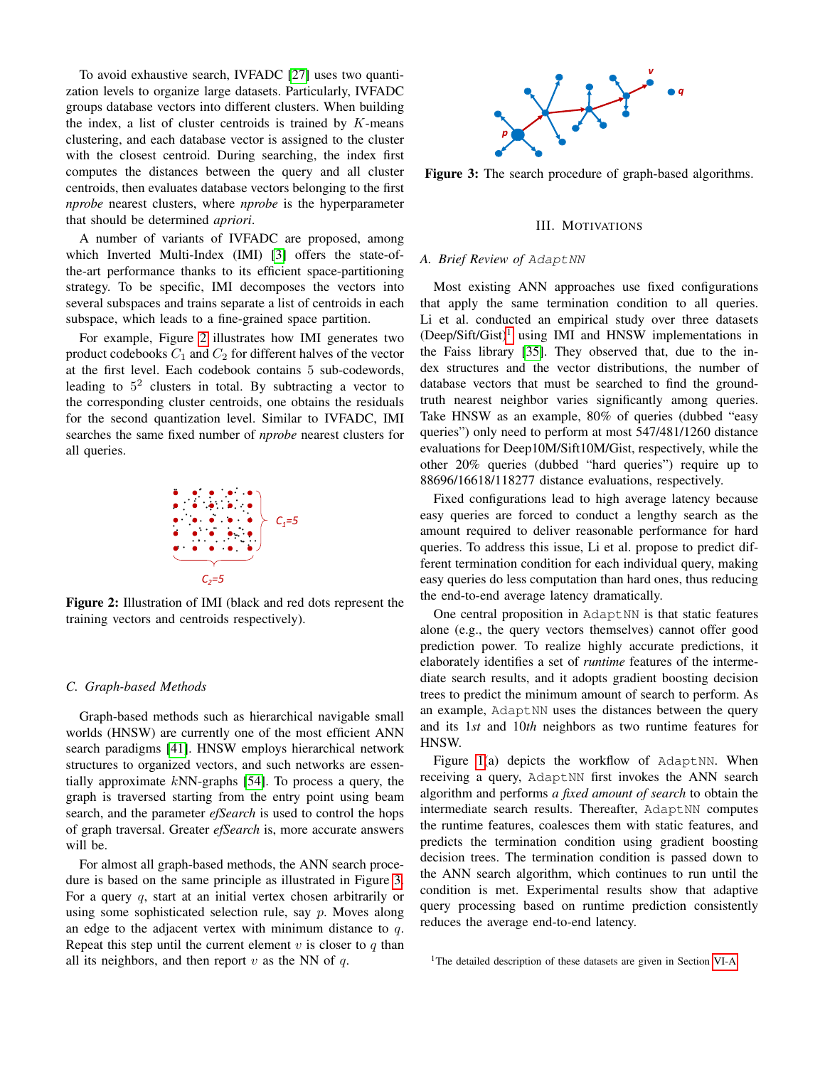To avoid exhaustive search, IVFADC [27] uses two quantization levels to organize large datasets. Particularly, IVFADC groups database vectors into different clusters. When building the index, a list of cluster centroids is trained by $K$-means clustering, and each database vector is assigned to the cluster with the closest centroid. During searching, the index first computes the distances between the query and all cluster centroids, then evaluates database vectors belonging to the first *nprobe* nearest clusters, where *nprobe* is the hyperparameter that should be determined *apriori*.

A number of variants of IVFADC are proposed, among which Inverted Multi-Index (IMI) [3] offers the state-of-the-art performance thanks to its efficient space-partitioning strategy. To be specific, IMI decomposes the vectors into several subspaces and trains separate a list of centroids in each subspace, which leads to a fine-grained space partition.

For example, Figure 2 illustrates how IMI generates two product codebooks $C_1$ and $C_2$ for different halves of the vector at the first level. Each codebook contains 5 sub-codewords, leading to $5^2$ clusters in total. By subtracting a vector to the corresponding cluster centroids, one obtains the residuals for the second quantization level. Similar to IVFADC, IMI searches the same fixed number of *nprobe* nearest clusters for all queries.

**Figure 2:** Illustration of IMI (black and red dots represent the training vectors and centroids respectively).

### C. Graph-based Methods

Graph-based methods such as hierarchical navigable small worlds (HNSW) are currently one of the most efficient ANN search paradigms [41]. HNSW employs hierarchical network structures to organized vectors, and such networks are essentially approximate $k$NN-graphs [54]. To process a query, the graph is traversed starting from the entry point using beam search, and the parameter *efSearch* is used to control the hops of graph traversal. Greater *efSearch* is, more accurate answers will be.

For almost all graph-based methods, the ANN search procedure is based on the same principle as illustrated in Figure 3. For a query $q$, start at an initial vertex chosen arbitrarily or using some sophisticated selection rule, say $p$. Moves along an edge to the adjacent vertex with minimum distance to $q$. Repeat this step until the current element $v$ is closer to $q$ than all its neighbors, and then report $v$ as the NN of $q$.

**Figure 3:** The search procedure of graph-based algorithms.

## III. Motivations

### A. Brief Review of AdaptNN

Most existing ANN approaches use fixed configurations that apply the same termination condition to all queries. Li et al. conducted an empirical study over three datasets (Deep/Sift/Gist)[1] using IMI and HNSW implementations in the Faiss library [35]. They observed that, due to the index structures and the vector distributions, the number of database vectors that must be searched to find the ground-truth nearest neighbor varies significantly among queries. Take HNSW as an example, 80% of queries (dubbed "easy queries") only need to perform at most 547/481/1260 distance evaluations for Deep10M/Sift10M/Gist, respectively, while the other 20% queries (dubbed "hard queries") require up to 88696/16618/118277 distance evaluations, respectively.

Fixed configurations lead to high average latency because easy queries are forced to conduct a lengthy search as the amount required to deliver reasonable performance for hard queries. To address this issue, Li et al. propose to predict different termination condition for each individual query, making easy queries do less computation than hard ones, thus reducing the end-to-end average latency dramatically.

One central proposition in AdaptNN is that static features alone (e.g., the query vectors themselves) cannot offer good prediction power. To realize highly accurate predictions, it elaborately identifies a set of *runtime* features of the intermediate search results, and it adopts gradient boosting decision trees to predict the minimum amount of search to perform. As an example, AdaptNN uses the distances between the query and its $1st$ and $10th$ neighbors as two runtime features for HNSW.

Figure 1(a) depicts the workflow of AdaptNN. When receiving a query, AdaptNN first invokes the ANN search algorithm and performs *a fixed amount of search* to obtain the intermediate search results. Thereafter, AdaptNN computes the runtime features, coalesces them with static features, and predicts the termination condition using gradient boosting decision trees. The termination condition is passed down to the ANN search algorithm, which continues to run until the condition is met. Experimental results show that adaptive query processing based on runtime prediction consistently reduces the average end-to-end latency.

[1] The detailed description of these datasets are given in Section VI-A.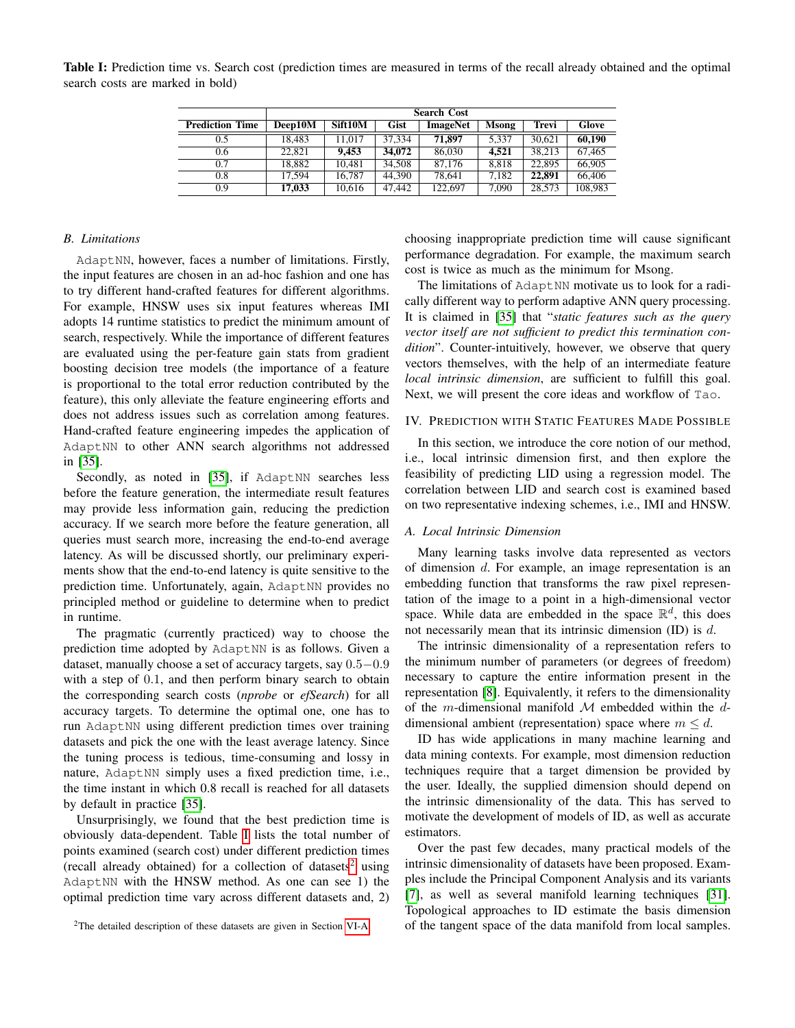**Table I:** Prediction time vs. Search cost (prediction times are measured in terms of the recall already obtained and the optimal search costs are marked in bold)

| | Search Cost | | | | | | |
|---|---|---|---|---|---|---|---|
| **Prediction Time** | **Deep10M** | **Sift10M** | **Gist** | **ImageNet** | **Msong** | **Trevi** | **Glove** |
| 0.5 | 18,483 | 11,017 | 37,334 | **71,897** | 5,337 | 30,621 | **60,190** |
| 0.6 | 22,821 | **9,453** | **34,072** | 86,030 | **4,521** | 38,213 | 67,465 |
| 0.7 | 18,882 | 10,481 | 34,508 | 87,176 | 8,818 | 22,895 | 66,905 |
| 0.8 | 17,594 | 16,787 | 44,390 | 78,641 | 7,182 | **22,891** | 66,406 |
| 0.9 | **17,033** | 10,616 | 47,442 | 122,697 | 7,090 | 28,573 | 108,983 |

### B. Limitations

AdaptNN, however, faces a number of limitations. Firstly, the input features are chosen in an ad-hoc fashion and one has to try different hand-crafted features for different algorithms. For example, HNSW uses six input features whereas IMI adopts 14 runtime statistics to predict the minimum amount of search, respectively. While the importance of different features are evaluated using the per-feature gain stats from gradient boosting decision tree models (the importance of a feature is proportional to the total error reduction contributed by the feature), this only alleviate the feature engineering efforts and does not address issues such as correlation among features. Hand-crafted feature engineering impedes the application of AdaptNN to other ANN search algorithms not addressed in [35].

Secondly, as noted in [35], if AdaptNN searches less before the feature generation, the intermediate result features may provide less information gain, reducing the prediction accuracy. If we search more before the feature generation, all queries must search more, increasing the end-to-end average latency. As will be discussed shortly, our preliminary experiments show that the end-to-end latency is quite sensitive to the prediction time. Unfortunately, again, AdaptNN provides no principled method or guideline to determine when to predict in runtime.

The pragmatic (currently practiced) way to choose the prediction time adopted by AdaptNN is as follows. Given a dataset, manually choose a set of accuracy targets, say $0.5-0.9$ with a step of $0.1$, and then perform binary search to obtain the corresponding search costs (*nprobe* or *efSearch*) for all accuracy targets. To determine the optimal one, one has to run AdaptNN using different prediction times over training datasets and pick the one with the least average latency. Since the tuning process is tedious, time-consuming and lossy in nature, AdaptNN simply uses a fixed prediction time, i.e., the time instant in which 0.8 recall is reached for all datasets by default in practice [35].

Unsurprisingly, we found that the best prediction time is obviously data-dependent. Table I lists the total number of points examined (search cost) under different prediction times (recall already obtained) for a collection of datasets[2] using AdaptNN with the HNSW method. As one can see 1) the optimal prediction time vary across different datasets and, 2) choosing inappropriate prediction time will cause significant performance degradation. For example, the maximum search cost is twice as much as the minimum for Msong.

The limitations of AdaptNN motivate us to look for a radically different way to perform adaptive ANN query processing. It is claimed in [35] that "*static features such as the query vector itself are not sufficient to predict this termination condition*". Counter-intuitively, however, we observe that query vectors themselves, with the help of an intermediate feature *local intrinsic dimension*, are sufficient to fulfill this goal. Next, we will present the core ideas and workflow of Tao.

## IV. Prediction with Static Features Made Possible

In this section, we introduce the core notion of our method, i.e., local intrinsic dimension first, and then explore the feasibility of predicting LID using a regression model. The correlation between LID and search cost is examined based on two representative indexing schemes, i.e., IMI and HNSW.

### A. Local Intrinsic Dimension

Many learning tasks involve data represented as vectors of dimension $d$. For example, an image representation is an embedding function that transforms the raw pixel representation of the image to a point in a high-dimensional vector space. While data are embedded in the space $\mathbb{R}^d$, this does not necessarily mean that its intrinsic dimension (ID) is $d$.

The intrinsic dimensionality of a representation refers to the minimum number of parameters (or degrees of freedom) necessary to capture the entire information present in the representation [8]. Equivalently, it refers to the dimensionality of the $m$-dimensional manifold $\mathcal{M}$ embedded within the $d$-dimensional ambient (representation) space where $m \leq d$.

ID has wide applications in many machine learning and data mining contexts. For example, most dimension reduction techniques require that a target dimension be provided by the user. Ideally, the supplied dimension should depend on the intrinsic dimensionality of the data. This has served to motivate the development of models of ID, as well as accurate estimators.

Over the past few decades, many practical models of the intrinsic dimensionality of datasets have been proposed. Examples include the Principal Component Analysis and its variants [7], as well as several manifold learning techniques [31]. Topological approaches to ID estimate the basis dimension of the tangent space of the data manifold from local samples.

[2] The detailed description of these datasets are given in Section VI-A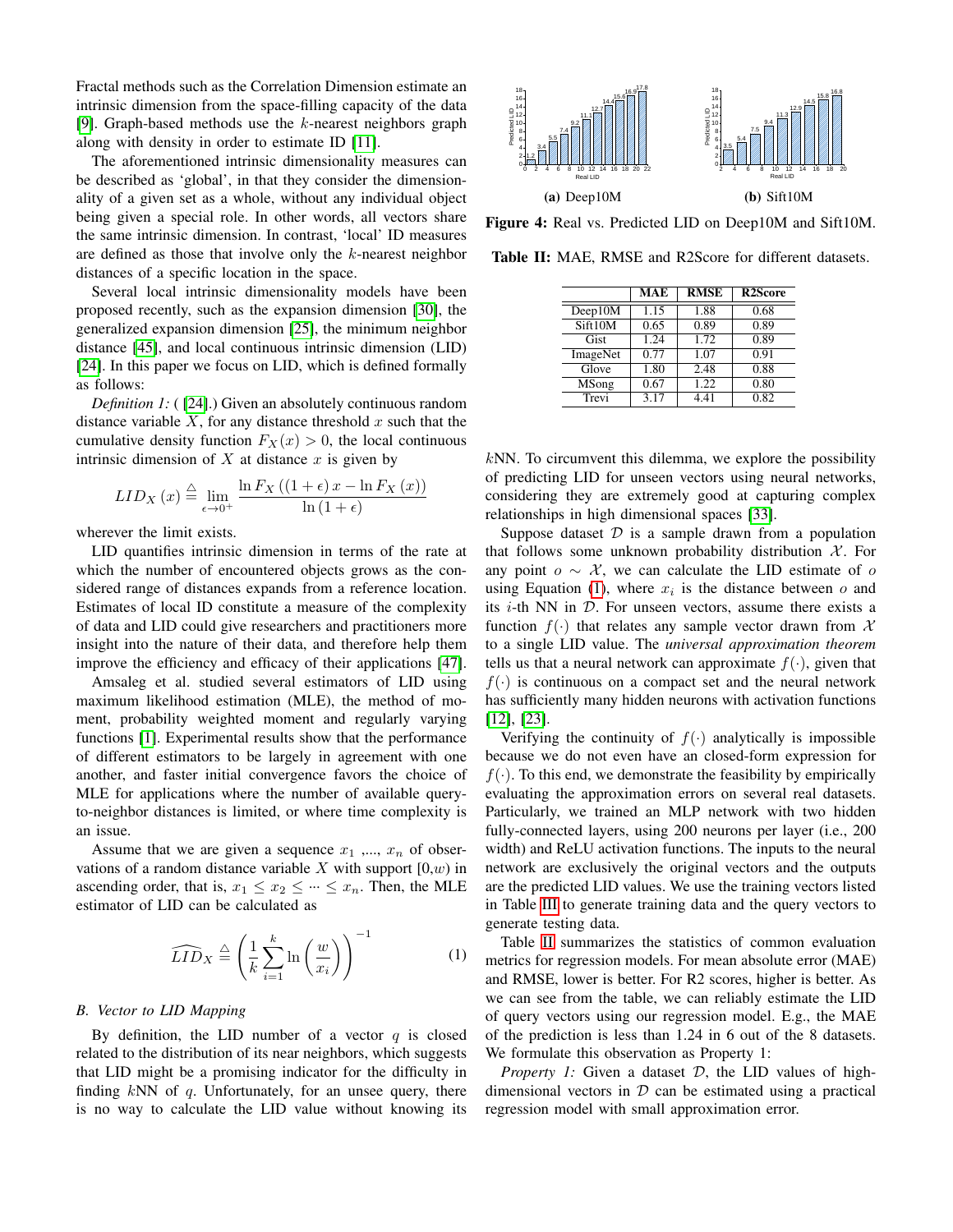Fractal methods such as the Correlation Dimension estimate an intrinsic dimension from the space-filling capacity of the data [9]. Graph-based methods use the $k$-nearest neighbors graph along with density in order to estimate ID [11].

The aforementioned intrinsic dimensionality measures can be described as 'global', in that they consider the dimensionality of a given set as a whole, without any individual object being given a special role. In other words, all vectors share the same intrinsic dimension. In contrast, 'local' ID measures are defined as those that involve only the $k$-nearest neighbor distances of a specific location in the space.

Several local intrinsic dimensionality models have been proposed recently, such as the expansion dimension [30], the generalized expansion dimension [25], the minimum neighbor distance [45], and local continuous intrinsic dimension (LID) [24]. In this paper we focus on LID, which is defined formally as follows:

*Definition 1:* ( [24].) Given an absolutely continuous random distance variable $X$, for any distance threshold $x$ such that the cumulative density function $F_X(x) > 0$, the local continuous intrinsic dimension of $X$ at distance $x$ is given by

$$LID_X(x) \triangleq \lim_{\epsilon \to 0^+} \frac{\ln F_X((1+\epsilon)x - \ln F_X(x))}{\ln(1+\epsilon)}$$

wherever the limit exists.

LID quantifies intrinsic dimension in terms of the rate at which the number of encountered objects grows as the considered range of distances expands from a reference location. Estimates of local ID constitute a measure of the complexity of data and LID could give researchers and practitioners more insight into the nature of their data, and therefore help them improve the efficiency and efficacy of their applications [47].

Amsaleg et al. studied several estimators of LID using maximum likelihood estimation (MLE), the method of moment, probability weighted moment and regularly varying functions [1]. Experimental results show that the performance of different estimators to be largely in agreement with one another, and faster initial convergence favors the choice of MLE for applications where the number of available query-to-neighbor distances is limited, or where time complexity is an issue.

Assume that we are given a sequence $x_1$ ,..., $x_n$ of observations of a random distance variable $X$ with support [0,$w$) in ascending order, that is, $x_1 \le x_2 \le \cdots \le x_n$. Then, the MLE estimator of LID can be calculated as

$$\widehat{LID}_X \triangleq \left(\frac{1}{k}\sum_{i=1}^{k}\ln\left(\frac{w}{x_i}\right)\right)^{-1} \tag{1}$$

### B. Vector to LID Mapping

By definition, the LID number of a vector $q$ is closed related to the distribution of its near neighbors, which suggests that LID might be a promising indicator for the difficulty in finding $k$NN of $q$. Unfortunately, for an unsee query, there is no way to calculate the LID value without knowing its $k$NN. To circumvent this dilemma, we explore the possibility of predicting LID for unseen vectors using neural networks, considering they are extremely good at capturing complex relationships in high dimensional spaces [33].

(a) Deep10M (b) Sift10M

Figure 4: Real vs. Predicted LID on Deep10M and Sift10M.

Table II: MAE, RMSE and R2Score for different datasets.

| | MAE | RMSE | R2Score |
|---|---|---|---|
| Deep10M | 1.15 | 1.88 | 0.68 |
| Sift10M | 0.65 | 0.89 | 0.89 |
| Gist | 1.24 | 1.72 | 0.89 |
| ImageNet | 0.77 | 1.07 | 0.91 |
| Glove | 1.80 | 2.48 | 0.88 |
| MSong | 0.67 | 1.22 | 0.80 |
| Trevi | 3.17 | 4.41 | 0.82 |

Suppose dataset $\mathcal{D}$ is a sample drawn from a population that follows some unknown probability distribution $\mathcal{X}$. For any point $o \sim \mathcal{X}$, we can calculate the LID estimate of $o$ using Equation (1), where $x_i$ is the distance between $o$ and its $i$-th NN in $\mathcal{D}$. For unseen vectors, assume there exists a function $f(\cdot)$ that relates any sample vector drawn from $\mathcal{X}$ to a single LID value. The *universal approximation theorem* tells us that a neural network can approximate $f(\cdot)$, given that $f(\cdot)$ is continuous on a compact set and the neural network has sufficiently many hidden neurons with activation functions [12], [23].

Verifying the continuity of $f(\cdot)$ analytically is impossible because we do not even have an closed-form expression for $f(\cdot)$. To this end, we demonstrate the feasibility by empirically evaluating the approximation errors on several real datasets. Particularly, we trained an MLP network with two hidden fully-connected layers, using 200 neurons per layer (i.e., 200 width) and ReLU activation functions. The inputs to the neural network are exclusively the original vectors and the outputs are the predicted LID values. We use the training vectors listed in Table III to generate training data and the query vectors to generate testing data.

Table II summarizes the statistics of common evaluation metrics for regression models. For mean absolute error (MAE) and RMSE, lower is better. For R2 scores, higher is better. As we can see from the table, we can reliably estimate the LID of query vectors using our regression model. E.g., the MAE of the prediction is less than 1.24 in 6 out of the 8 datasets. We formulate this observation as Property 1:

*Property 1:* Given a dataset $\mathcal{D}$, the LID values of high-dimensional vectors in $\mathcal{D}$ can be estimated using a practical regression model with small approximation error.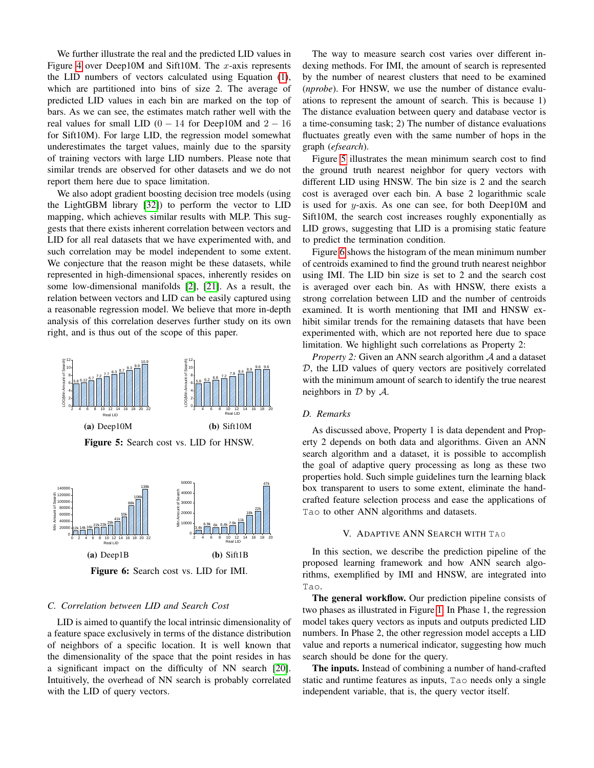We further illustrate the real and the predicted LID values in Figure 4 over Deep10M and Sift10M. The $x$-axis represents the LID numbers of vectors calculated using Equation (1), which are partitioned into bins of size 2. The average of predicted LID values in each bin are marked on the top of bars. As we can see, the estimates match rather well with the real values for small LID ($0 - 14$ for Deep10M and $2 - 16$ for Sift10M). For large LID, the regression model somewhat underestimates the target values, mainly due to the sparsity of training vectors with large LID numbers. Please note that similar trends are observed for other datasets and we do not report them here due to space limitation.

We also adopt gradient boosting decision tree models (using the LightGBM library [32]) to perform the vector to LID mapping, which achieves similar results with MLP. This suggests that there exists inherent correlation between vectors and LID for all real datasets that we have experimented with, and such correlation may be model independent to some extent. We conjecture that the reason might be these datasets, while represented in high-dimensional spaces, inherently resides on some low-dimensional manifolds [2], [21]. As a result, the relation between vectors and LID can be easily captured using a reasonable regression model. We believe that more in-depth analysis of this correlation deserves further study on its own right, and is thus out of the scope of this paper.

(a) Deep10M (b) Sift10M

**Figure 5:** Search cost vs. LID for HNSW.

(a) Deep1B (b) Sift1B

**Figure 6:** Search cost vs. LID for IMI.

### C. Correlation between LID and Search Cost

LID is aimed to quantify the local intrinsic dimensionality of a feature space exclusively in terms of the distance distribution of neighbors of a specific location. It is well known that the dimensionality of the space that the point resides in has a significant impact on the difficulty of NN search [20]. Intuitively, the overhead of NN search is probably correlated with the LID of query vectors.

The way to measure search cost varies over different indexing methods. For IMI, the amount of search is represented by the number of nearest clusters that need to be examined (*nprobe*). For HNSW, we use the number of distance evaluations to represent the amount of search. This is because 1) The distance evaluation between query and database vector is a time-consuming task; 2) The number of distance evaluations fluctuates greatly even with the same number of hops in the graph (*efsearch*).

Figure 5 illustrates the mean minimum search cost to find the ground truth nearest neighbor for query vectors with different LID using HNSW. The bin size is 2 and the search cost is averaged over each bin. A base 2 logarithmic scale is used for $y$-axis. As one can see, for both Deep10M and Sift10M, the search cost increases roughly exponentially as LID grows, suggesting that LID is a promising static feature to predict the termination condition.

Figure 6 shows the histogram of the mean minimum number of centroids examined to find the ground truth nearest neighbor using IMI. The LID bin size is set to 2 and the search cost is averaged over each bin. As with HNSW, there exists a strong correlation between LID and the number of centroids examined. It is worth mentioning that IMI and HNSW exhibit similar trends for the remaining datasets that have been experimented with, which are not reported here due to space limitation. We highlight such correlations as Property 2:

*Property 2:* Given an ANN search algorithm $\mathcal{A}$ and a dataset $\mathcal{D}$, the LID values of query vectors are positively correlated with the minimum amount of search to identify the true nearest neighbors in $\mathcal{D}$ by $\mathcal{A}$.

### D. Remarks

As discussed above, Property 1 is data dependent and Property 2 depends on both data and algorithms. Given an ANN search algorithm and a dataset, it is possible to accomplish the goal of adaptive query processing as long as these two properties hold. Such simple guidelines turn the learning black box transparent to users to some extent, eliminate the hand-crafted feature selection process and ease the applications of Tao to other ANN algorithms and datasets.

## V. Adaptive ANN Search with Tao

In this section, we describe the prediction pipeline of the proposed learning framework and how ANN search algorithms, exemplified by IMI and HNSW, are integrated into Tao.

**The general workflow.** Our prediction pipeline consists of two phases as illustrated in Figure 1. In Phase 1, the regression model takes query vectors as inputs and outputs predicted LID numbers. In Phase 2, the other regression model accepts a LID value and reports a numerical indicator, suggesting how much search should be done for the query.

**The inputs.** Instead of combining a number of hand-crafted static and runtime features as inputs, Tao needs only a single independent variable, that is, the query vector itself.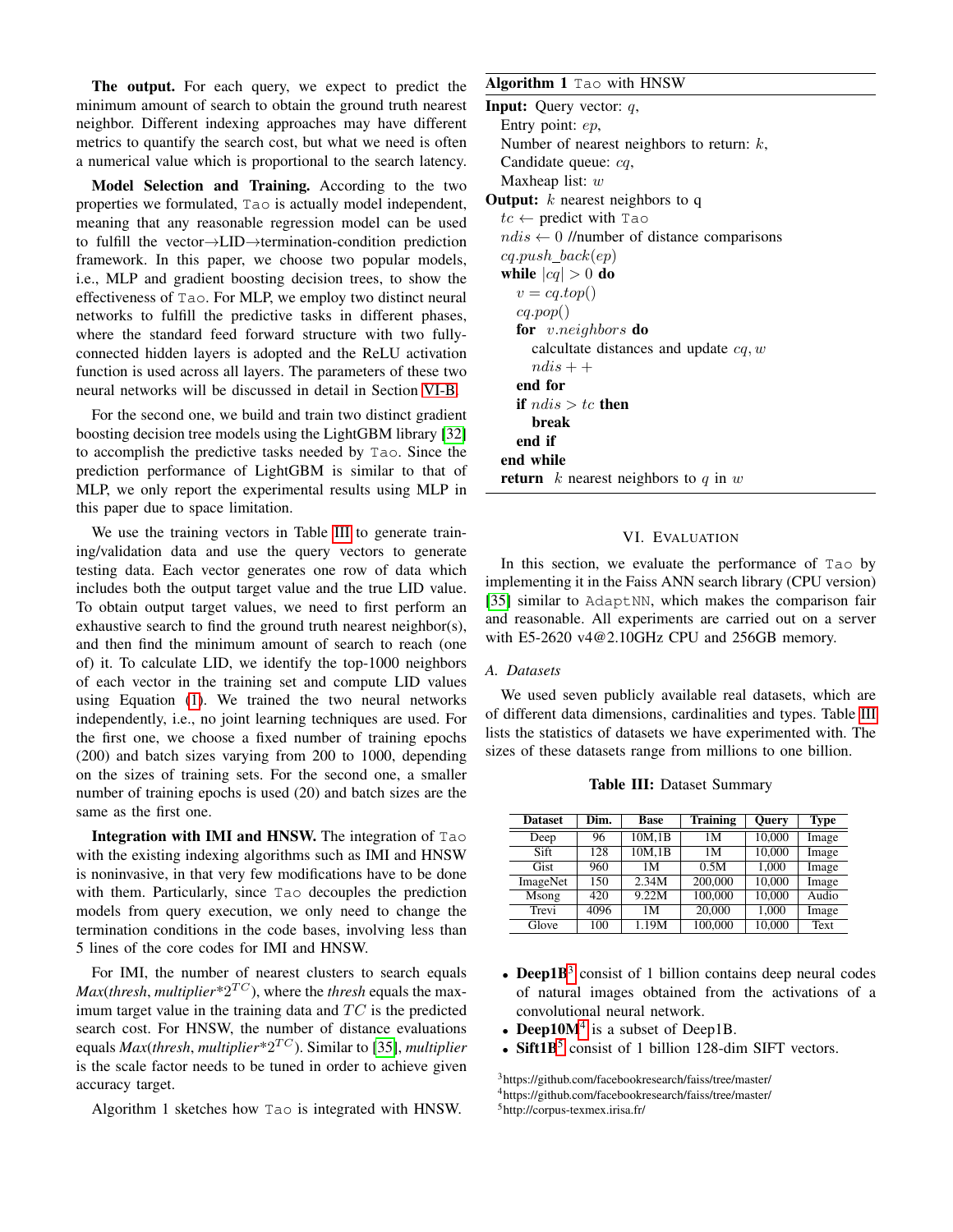**The output.** For each query, we expect to predict the minimum amount of search to obtain the ground truth nearest neighbor. Different indexing approaches may have different metrics to quantify the search cost, but what we need is often a numerical value which is proportional to the search latency.

**Model Selection and Training.** According to the two properties we formulated, Tao is actually model independent, meaning that any reasonable regression model can be used to fulfill the vector→LID→termination-condition prediction framework. In this paper, we choose two popular models, i.e., MLP and gradient boosting decision trees, to show the effectiveness of Tao. For MLP, we employ two distinct neural networks to fulfill the predictive tasks in different phases, where the standard feed forward structure with two fully-connected hidden layers is adopted and the ReLU activation function is used across all layers. The parameters of these two neural networks will be discussed in detail in Section VI-B.

For the second one, we build and train two distinct gradient boosting decision tree models using the LightGBM library [32] to accomplish the predictive tasks needed by Tao. Since the prediction performance of LightGBM is similar to that of MLP, we only report the experimental results using MLP in this paper due to space limitation.

We use the training vectors in Table III to generate training/validation data and use the query vectors to generate testing data. Each vector generates one row of data which includes both the output target value and the true LID value. To obtain output target values, we need to first perform an exhaustive search to find the ground truth nearest neighbor(s), and then find the minimum amount of search to reach (one of) it. To calculate LID, we identify the top-1000 neighbors of each vector in the training set and compute LID values using Equation (1). We trained the two neural networks independently, i.e., no joint learning techniques are used. For the first one, we choose a fixed number of training epochs (200) and batch sizes varying from 200 to 1000, depending on the sizes of training sets. For the second one, a smaller number of training epochs is used (20) and batch sizes are the same as the first one.

**Integration with IMI and HNSW.** The integration of Tao with the existing indexing algorithms such as IMI and HNSW is noninvasive, in that very few modifications have to be done with them. Particularly, since Tao decouples the prediction models from query execution, we only need to change the termination conditions in the code bases, involving less than 5 lines of the core codes for IMI and HNSW.

For IMI, the number of nearest clusters to search equals *Max*(*thresh*, *multiplier*$*2^{TC}$), where the *thresh* equals the maximum target value in the training data and $TC$ is the predicted search cost. For HNSW, the number of distance evaluations equals *Max*(*thresh*, *multiplier*$*2^{TC}$). Similar to [35], *multiplier* is the scale factor needs to be tuned in order to achieve given accuracy target.

Algorithm 1 sketches how Tao is integrated with HNSW.

**Algorithm 1** Tao with HNSW

```
Input: Query vector: q,
  Entry point: ep,
  Number of nearest neighbors to return: k,
  Candidate queue: cq,
  Maxheap list: w
Output: k nearest neighbors to q
  tc ← predict with Tao
  ndis ← 0 //number of distance comparisons
  cq.push_back(ep)
  while |cq| > 0 do
    v = cq.top()
    cq.pop()
    for v.neighbors do
      calcultate distances and update cq, w
      ndis++
    end for
    if ndis > tc then
      break
    end if
  end while
  return k nearest neighbors to q in w
```

# VI. Evaluation

In this section, we evaluate the performance of Tao by implementing it in the Faiss ANN search library (CPU version) [35] similar to AdaptNN, which makes the comparison fair and reasonable. All experiments are carried out on a server with E5-2620 v4@2.10GHz CPU and 256GB memory.

## A. Datasets

We used seven publicly available real datasets, which are of different data dimensions, cardinalities and types. Table III lists the statistics of datasets we have experimented with. The sizes of these datasets range from millions to one billion.

**Table III:** Dataset Summary

| Dataset | Dim. | Base | Training | Query | Type |
|---|---|---|---|---|---|
| Deep | 96 | 10M,1B | 1M | 10,000 | Image |
| Sift | 128 | 10M,1B | 1M | 10,000 | Image |
| Gist | 960 | 1M | 0.5M | 1,000 | Image |
| ImageNet | 150 | 2.34M | 200,000 | 10,000 | Image |
| Msong | 420 | 9.22M | 100,000 | 10,000 | Audio |
| Trevi | 4096 | 1M | 20,000 | 1,000 | Image |
| Glove | 100 | 1.19M | 100,000 | 10,000 | Text |

- **Deep1B**[3] consist of 1 billion contains deep neural codes of natural images obtained from the activations of a convolutional neural network.
- **Deep10M**[4] is a subset of Deep1B.
- **Sift1B**[5] consist of 1 billion 128-dim SIFT vectors.

[3] https://github.com/facebookresearch/faiss/tree/master/
[4] https://github.com/facebookresearch/faiss/tree/master/
[5] http://corpus-texmex.irisa.fr/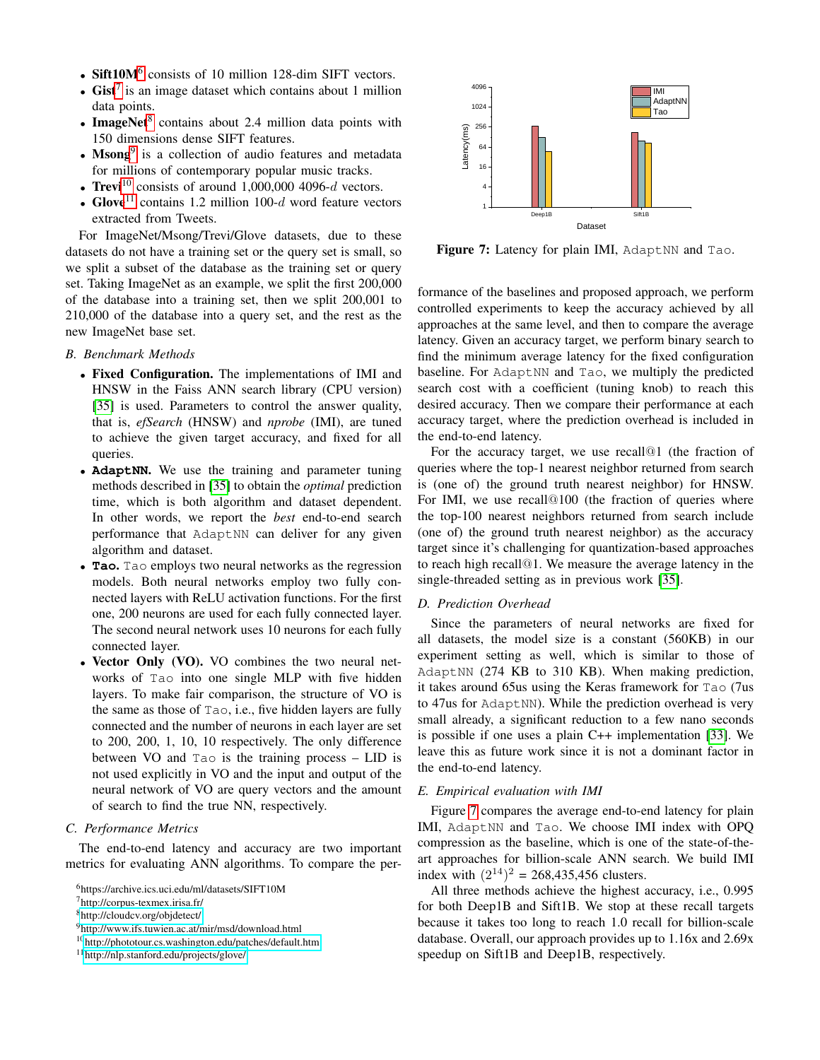- **Sift10M**[6] consists of 10 million 128-dim SIFT vectors.
- **Gist**[7] is an image dataset which contains about 1 million data points.
- **ImageNet**[8] contains about 2.4 million data points with 150 dimensions dense SIFT features.
- **Msong**[9] is a collection of audio features and metadata for millions of contemporary popular music tracks.
- **Trevi**[10] consists of around 1,000,000 4096-$d$ vectors.
- **Glove**[11] contains 1.2 million 100-$d$ word feature vectors extracted from Tweets.

For ImageNet/Msong/Trevi/Glove datasets, due to these datasets do not have a training set or the query set is small, so we split a subset of the database as the training set or query set. Taking ImageNet as an example, we split the first 200,000 of the database into a training set, then we split 200,001 to 210,000 of the database into a query set, and the rest as the new ImageNet base set.

### B. Benchmark Methods

- **Fixed Configuration.** The implementations of IMI and HNSW in the Faiss ANN search library (CPU version) [35] is used. Parameters to control the answer quality, that is, *efSearch* (HNSW) and *nprobe* (IMI), are tuned to achieve the given target accuracy, and fixed for all queries.
- **AdaptNN.** We use the training and parameter tuning methods described in [35] to obtain the *optimal* prediction time, which is both algorithm and dataset dependent. In other words, we report the *best* end-to-end search performance that AdaptNN can deliver for any given algorithm and dataset.
- **Tao.** Tao employs two neural networks as the regression models. Both neural networks employ two fully connected layers with ReLU activation functions. For the first one, 200 neurons are used for each fully connected layer. The second neural network uses 10 neurons for each fully connected layer.
- **Vector Only (VO).** VO combines the two neural networks of Tao into one single MLP with five hidden layers. To make fair comparison, the structure of VO is the same as those of Tao, i.e., five hidden layers are fully connected and the number of neurons in each layer are set to 200, 200, 1, 10, 10 respectively. The only difference between VO and Tao is the training process – LID is not used explicitly in VO and the input and output of the neural network of VO are query vectors and the amount of search to find the true NN, respectively.

### C. Performance Metrics

The end-to-end latency and accuracy are two important metrics for evaluating ANN algorithms. To compare the performance of the baselines and proposed approach, we perform controlled experiments to keep the accuracy achieved by all approaches at the same level, and then to compare the average latency. Given an accuracy target, we perform binary search to find the minimum average latency for the fixed configuration baseline. For AdaptNN and Tao, we multiply the predicted search cost with a coefficient (tuning knob) to reach this desired accuracy. Then we compare their performance at each accuracy target, where the prediction overhead is included in the end-to-end latency.

For the accuracy target, we use recall@1 (the fraction of queries where the top-1 nearest neighbor returned from search is (one of) the ground truth nearest neighbor) for HNSW. For IMI, we use recall@100 (the fraction of queries where the top-100 nearest neighbors returned from search include (one of) the ground truth nearest neighbor) as the accuracy target since it's challenging for quantization-based approaches to reach high recall@1. We measure the average latency in the single-threaded setting as in previous work [35].

### D. Prediction Overhead

Since the parameters of neural networks are fixed for all datasets, the model size is a constant (560KB) in our experiment setting as well, which is similar to those of AdaptNN (274 KB to 310 KB). When making prediction, it takes around 65us using the Keras framework for Tao (7us to 47us for AdaptNN). While the prediction overhead is very small already, a significant reduction to a few nano seconds is possible if one uses a plain C++ implementation [33]. We leave this as future work since it is not a dominant factor in the end-to-end latency.

### E. Empirical evaluation with IMI

Figure 7: Latency for plain IMI, AdaptNN and Tao.

Figure 7 compares the average end-to-end latency for plain IMI, AdaptNN and Tao. We choose IMI index with OPQ compression as the baseline, which is one of the state-of-the-art approaches for billion-scale ANN search. We build IMI index with $(2^{14})^2$ = 268,435,456 clusters.

All three methods achieve the highest accuracy, i.e., 0.995 for both Deep1B and Sift1B. We stop at these recall targets because it takes too long to reach 1.0 recall for billion-scale database. Overall, our approach provides up to 1.16x and 2.69x speedup on Sift1B and Deep1B, respectively.

[6] https://archive.ics.uci.edu/ml/datasets/SIFT10M
[7] http://corpus-texmex.irisa.fr/
[8] http://cloudcv.org/objdetect/
[9] http://www.ifs.tuwien.ac.at/mir/msd/download.html
[10] http://phototour.cs.washington.edu/patches/default.htm
[11] http://nlp.stanford.edu/projects/glove/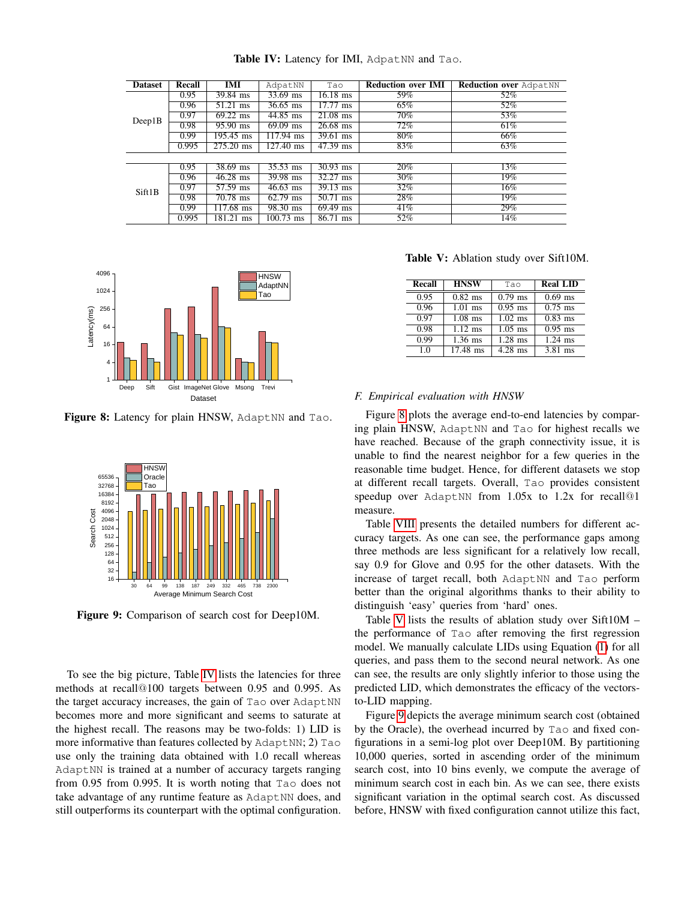**Table IV:** Latency for IMI, `AdpatNN` and `Tao`.

| Dataset | Recall | IMI | `AdpatNN` | `Tao` | Reduction over IMI | Reduction over `AdpatNN` |
|---|---|---|---|---|---|---|
| Deep1B | 0.95 | 39.84 ms | 33.69 ms | 16.18 ms | 59% | 52% |
| | 0.96 | 51.21 ms | 36.65 ms | 17.77 ms | 65% | 52% |
| | 0.97 | 69.22 ms | 44.85 ms | 21.08 ms | 70% | 53% |
| | 0.98 | 95.90 ms | 69.09 ms | 26.68 ms | 72% | 61% |
| | 0.99 | 195.45 ms | 117.94 ms | 39.61 ms | 80% | 66% |
| | 0.995 | 275.20 ms | 127.40 ms | 47.39 ms | 83% | 63% |
| Sift1B | 0.95 | 38.69 ms | 35.53 ms | 30.93 ms | 20% | 13% |
| | 0.96 | 46.28 ms | 39.98 ms | 32.27 ms | 30% | 19% |
| | 0.97 | 57.59 ms | 46.63 ms | 39.13 ms | 32% | 16% |
| | 0.98 | 70.78 ms | 62.79 ms | 50.71 ms | 28% | 19% |
| | 0.99 | 117.68 ms | 98.30 ms | 69.49 ms | 41% | 29% |
| | 0.995 | 181.21 ms | 100.73 ms | 86.71 ms | 52% | 14% |

**Figure 8:** Latency for plain HNSW, `AdaptNN` and `Tao`.

**Figure 9:** Comparison of search cost for Deep10M.

To see the big picture, Table IV lists the latencies for three methods at recall@100 targets between 0.95 and 0.995. As the target accuracy increases, the gain of `Tao` over `AdaptNN` becomes more and more significant and seems to saturate at the highest recall. The reasons may be two-folds: 1) LID is more informative than features collected by `AdaptNN`; 2) `Tao` use only the training data obtained with 1.0 recall whereas `AdaptNN` is trained at a number of accuracy targets ranging from 0.95 from 0.995. It is worth noting that `Tao` does not take advantage of any runtime feature as `AdaptNN` does, and still outperforms its counterpart with the optimal configuration.

**Table V:** Ablation study over Sift10M.

| Recall | HNSW | `Tao` | Real LID |
|---|---|---|---|
| 0.95 | 0.82 ms | 0.79 ms | 0.69 ms |
| 0.96 | 1.01 ms | 0.95 ms | 0.75 ms |
| 0.97 | 1.08 ms | 1.02 ms | 0.83 ms |
| 0.98 | 1.12 ms | 1.05 ms | 0.95 ms |
| 0.99 | 1.36 ms | 1.28 ms | 1.24 ms |
| 1.0 | 17.48 ms | 4.28 ms | 3.81 ms |

### *F. Empirical evaluation with HNSW*

Figure 8 plots the average end-to-end latencies by comparing plain HNSW, `AdaptNN` and `Tao` for highest recalls we have reached. Because of the graph connectivity issue, it is unable to find the nearest neighbor for a few queries in the reasonable time budget. Hence, for different datasets we stop at different recall targets. Overall, `Tao` provides consistent speedup over `AdaptNN` from 1.05x to 1.2x for recall@1 measure.

Table VIII presents the detailed numbers for different accuracy targets. As one can see, the performance gaps among three methods are less significant for a relatively low recall, say 0.9 for Glove and 0.95 for the other datasets. With the increase of target recall, both `AdaptNN` and `Tao` perform better than the original algorithms thanks to their ability to distinguish 'easy' queries from 'hard' ones.

Table V lists the results of ablation study over Sift10M – the performance of `Tao` after removing the first regression model. We manually calculate LIDs using Equation (1) for all queries, and pass them to the second neural network. As one can see, the results are only slightly inferior to those using the predicted LID, which demonstrates the efficacy of the vectors-to-LID mapping.

Figure 9 depicts the average minimum search cost (obtained by the Oracle), the overhead incurred by `Tao` and fixed configurations in a semi-log plot over Deep10M. By partitioning 10,000 queries, sorted in ascending order of the minimum search cost, into 10 bins evenly, we compute the average of minimum search cost in each bin. As we can see, there exists significant variation in the optimal search cost. As discussed before, HNSW with fixed configuration cannot utilize this fact,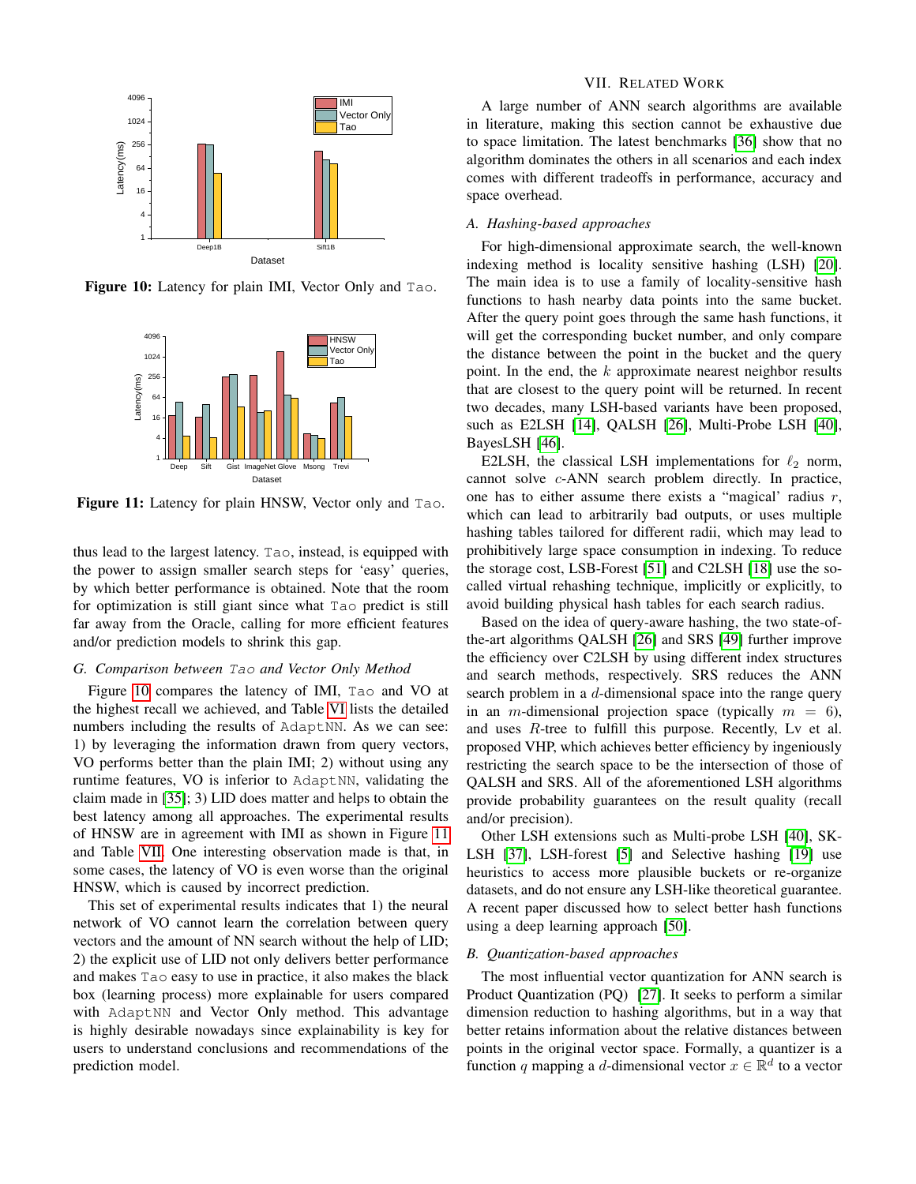Figure 10: Latency for plain IMI, Vector Only and `Tao`.

Figure 11: Latency for plain HNSW, Vector only and `Tao`.

thus lead to the largest latency. `Tao`, instead, is equipped with the power to assign smaller search steps for 'easy' queries, by which better performance is obtained. Note that the room for optimization is still giant since what `Tao` predict is still far away from the Oracle, calling for more efficient features and/or prediction models to shrink this gap.

### G. Comparison between `Tao` and Vector Only Method

Figure 10 compares the latency of IMI, `Tao` and VO at the highest recall we achieved, and Table VI lists the detailed numbers including the results of `AdaptNN`. As we can see: 1) by leveraging the information drawn from query vectors, VO performs better than the plain IMI; 2) without using any runtime features, VO is inferior to `AdaptNN`, validating the claim made in [35]; 3) LID does matter and helps to obtain the best latency among all approaches. The experimental results of HNSW are in agreement with IMI as shown in Figure 11 and Table VII. One interesting observation made is that, in some cases, the latency of VO is even worse than the original HNSW, which is caused by incorrect prediction.

This set of experimental results indicates that 1) the neural network of VO cannot learn the correlation between query vectors and the amount of NN search without the help of LID; 2) the explicit use of LID not only delivers better performance and makes `Tao` easy to use in practice, it also makes the black box (learning process) more explainable for users compared with `AdaptNN` and Vector Only method. This advantage is highly desirable nowadays since explainability is key for users to understand conclusions and recommendations of the prediction model.

## VII. Related Work

A large number of ANN search algorithms are available in literature, making this section cannot be exhaustive due to space limitation. The latest benchmarks [36] show that no algorithm dominates the others in all scenarios and each index comes with different tradeoffs in performance, accuracy and space overhead.

### A. Hashing-based approaches

For high-dimensional approximate search, the well-known indexing method is locality sensitive hashing (LSH) [20]. The main idea is to use a family of locality-sensitive hash functions to hash nearby data points into the same bucket. After the query point goes through the same hash functions, it will get the corresponding bucket number, and only compare the distance between the point in the bucket and the query point. In the end, the $k$ approximate nearest neighbor results that are closest to the query point will be returned. In recent two decades, many LSH-based variants have been proposed, such as E2LSH [14], QALSH [26], Multi-Probe LSH [40], BayesLSH [46].

E2LSH, the classical LSH implementations for $\ell_2$ norm, cannot solve $c$-ANN search problem directly. In practice, one has to either assume there exists a "magical" radius $r$, which can lead to arbitrarily bad outputs, or uses multiple hashing tables tailored for different radii, which may lead to prohibitively large space consumption in indexing. To reduce the storage cost, LSB-Forest [51] and C2LSH [18] use the so-called virtual rehashing technique, implicitly or explicitly, to avoid building physical hash tables for each search radius.

Based on the idea of query-aware hashing, the two state-of-the-art algorithms QALSH [26] and SRS [49] further improve the efficiency over C2LSH by using different index structures and search methods, respectively. SRS reduces the ANN search problem in a $d$-dimensional space into the range query in an $m$-dimensional projection space (typically $m = 6$), and uses $R$-tree to fulfill this purpose. Recently, Lv et al. proposed VHP, which achieves better efficiency by ingeniously restricting the search space to be the intersection of those of QALSH and SRS. All of the aforementioned LSH algorithms provide probability guarantees on the result quality (recall and/or precision).

Other LSH extensions such as Multi-probe LSH [40], SK-LSH [37], LSH-forest [5] and Selective hashing [19] use heuristics to access more plausible buckets or re-organize datasets, and do not ensure any LSH-like theoretical guarantee. A recent paper discussed how to select better hash functions using a deep learning approach [50].

### B. Quantization-based approaches

The most influential vector quantization for ANN search is Product Quantization (PQ) [27]. It seeks to perform a similar dimension reduction to hashing algorithms, but in a way that better retains information about the relative distances between points in the original vector space. Formally, a quantizer is a function $q$ mapping a $d$-dimensional vector $x \in \mathbb{R}^d$ to a vector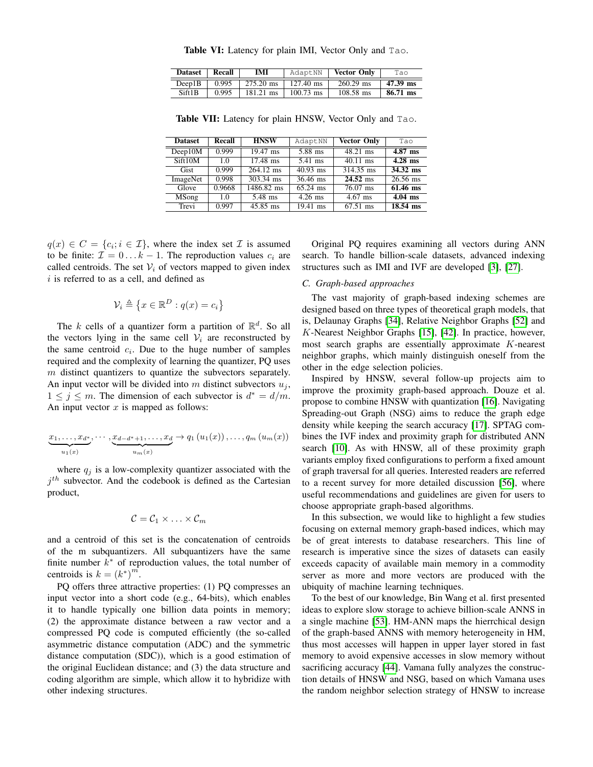**Table VI:** Latency for plain IMI, Vector Only and `Tao`.

| Dataset | Recall | IMI | `AdaptNN` | Vector Only | `Tao` |
|---|---|---|---|---|---|
| Deep1B | 0.995 | 275.20 ms | 127.40 ms | 260.29 ms | **47.39 ms** |
| Sift1B | 0.995 | 181.21 ms | 100.73 ms | 108.58 ms | **86.71 ms** |

**Table VII:** Latency for plain HNSW, Vector Only and `Tao`.

| Dataset | Recall | HNSW | `AdaptNN` | Vector Only | `Tao` |
|---|---|---|---|---|---|
| Deep10M | 0.999 | 19.47 ms | 5.88 ms | 48.21 ms | **4.87 ms** |
| Sift10M | 1.0 | 17.48 ms | 5.41 ms | 40.11 ms | **4.28 ms** |
| Gist | 0.999 | 264.12 ms | 40.93 ms | 314.35 ms | **34.32 ms** |
| ImageNet | 0.998 | 303.34 ms | 36.46 ms | **24.52** ms | 26.56 ms |
| Glove | 0.9668 | 1486.82 ms | 65.24 ms | 76.07 ms | **61.46 ms** |
| MSong | 1.0 | 5.48 ms | 4.26 ms | 4.67 ms | **4.04 ms** |
| Trevi | 0.997 | 45.85 ms | 19.41 ms | 67.51 ms | **18.54 ms** |

$q(x) \in C = \{c_i; i \in \mathcal{I}\}$, where the index set $\mathcal{I}$ is assumed to be finite: $\mathcal{I} = 0 \ldots k-1$. The reproduction values $c_i$ are called centroids. The set $\mathcal{V}_i$ of vectors mapped to given index $i$ is referred to as a cell, and defined as

$$\mathcal{V}_i \triangleq \left\{x \in \mathbb{R}^D : q(x) = c_i\right\}$$

The $k$ cells of a quantizer form a partition of $\mathbb{R}^d$. So all the vectors lying in the same cell $\mathcal{V}_i$ are reconstructed by the same centroid $c_i$. Due to the huge number of samples required and the complexity of learning the quantizer, PQ uses $m$ distinct quantizers to quantize the subvectors separately. An input vector will be divided into $m$ distinct subvectors $u_j$, $1 \leq j \leq m$. The dimension of each subvector is $d^* = d/m$. An input vector $x$ is mapped as follows:

$$\underbrace{x_1, \ldots, x_{d^*}}_{u_1(x)}, \cdots, \underbrace{x_{d-d^*+1}, \ldots, x_d}_{u_m(x)} \rightarrow q_1\left(u_1(x)\right), \ldots, q_m\left(u_m(x)\right)$$

where $q_j$ is a low-complexity quantizer associated with the $j^{th}$ subvector. And the codebook is defined as the Cartesian product,

$$\mathcal{C} = \mathcal{C}_1 \times \ldots \times \mathcal{C}_m$$

and a centroid of this set is the concatenation of centroids of the m subquantizers. All subquantizers have the same finite number $k^*$ of reproduction values, the total number of centroids is $k = \left(k^*\right)^m$.

PQ offers three attractive properties: (1) PQ compresses an input vector into a short code (e.g., 64-bits), which enables it to handle typically one billion data points in memory; (2) the approximate distance between a raw vector and a compressed PQ code is computed efficiently (the so-called asymmetric distance computation (ADC) and the symmetric distance computation (SDC)), which is a good estimation of the original Euclidean distance; and (3) the data structure and coding algorithm are simple, which allow it to hybridize with other indexing structures.

Original PQ requires examining all vectors during ANN search. To handle billion-scale datasets, advanced indexing structures such as IMI and IVF are developed [3], [27].

### C. Graph-based approaches

The vast majority of graph-based indexing schemes are designed based on three types of theoretical graph models, that is, Delaunay Graphs [34], Relative Neighbor Graphs [52] and $K$-Nearest Neighbor Graphs [15], [42]. In practice, however, most search graphs are essentially approximate $K$-nearest neighbor graphs, which mainly distinguish oneself from the other in the edge selection policies.

Inspired by HNSW, several follow-up projects aim to improve the proximity graph-based approach. Douze et al. propose to combine HNSW with quantization [16]. Navigating Spreading-out Graph (NSG) aims to reduce the graph edge density while keeping the search accuracy [17]. SPTAG combines the IVF index and proximity graph for distributed ANN search [10]. As with HNSW, all of these proximity graph variants employ fixed configurations to perform a fixed amount of graph traversal for all queries. Interested readers are referred to a recent survey for more detailed discussion [56], where useful recommendations and guidelines are given for users to choose appropriate graph-based algorithms.

In this subsection, we would like to highlight a few studies focusing on external memory graph-based indices, which may be of great interests to database researchers. This line of research is imperative since the sizes of datasets can easily exceeds capacity of available main memory in a commodity server as more and more vectors are produced with the ubiquity of machine learning techniques.

To the best of our knowledge, Bin Wang et al. first presented ideas to explore slow storage to achieve billion-scale ANNS in a single machine [53]. HM-ANN maps the hierrchical design of the graph-based ANNS with memory heterogeneity in HM, thus most accesses will happen in upper layer stored in fast memory to avoid expensive accesses in slow memory without sacrificing accuracy [44]. Vamana fully analyzes the construction details of HNSW and NSG, based on which Vamana uses the random neighbor selection strategy of HNSW to increase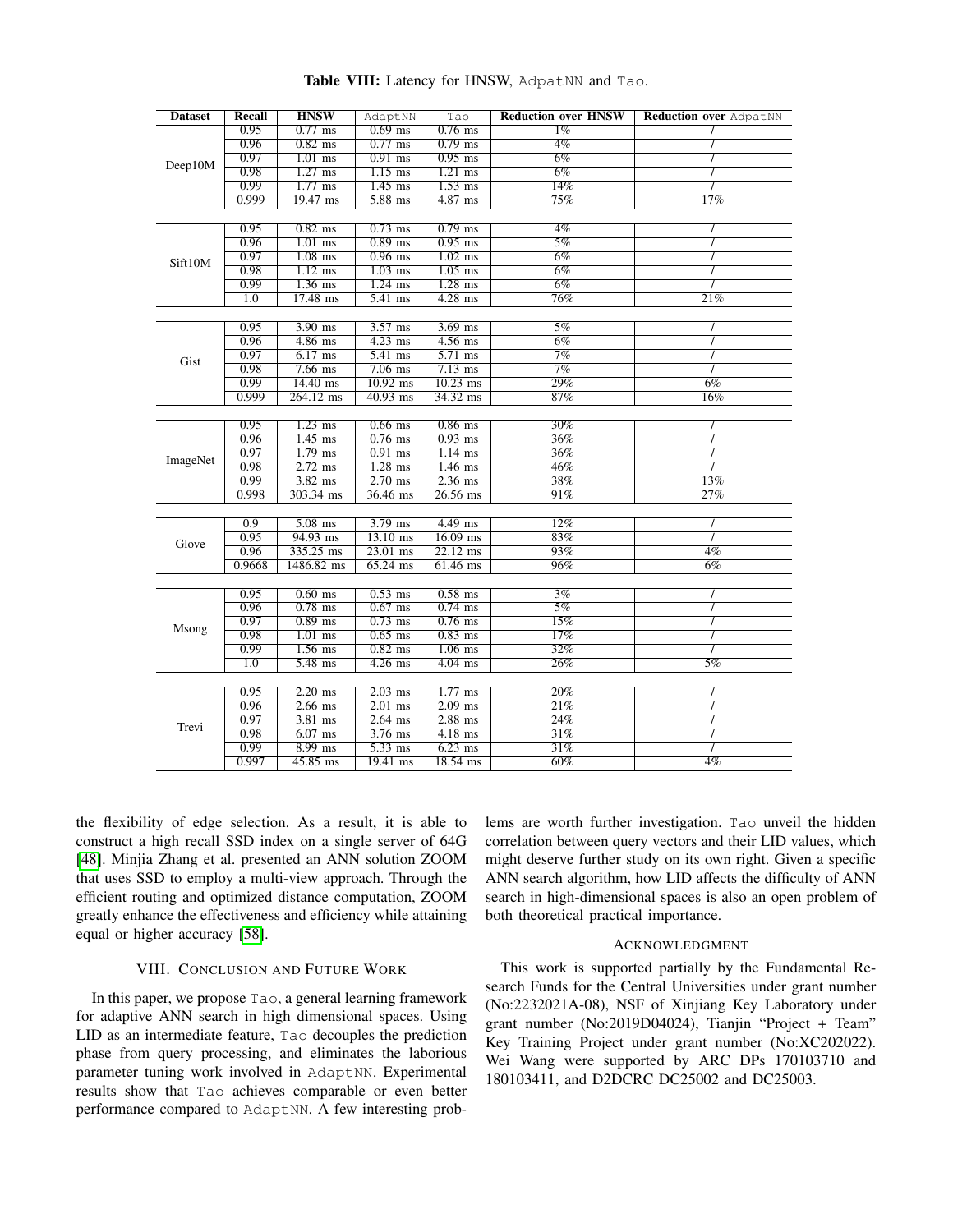**Table VIII:** Latency for HNSW, AdpatNN and Tao.

| Dataset | Recall | HNSW | AdaptNN | Tao | Reduction over HNSW | Reduction over AdpatNN |
|---|---|---|---|---|---|---|
| Deep10M | 0.95 | 0.77 ms | 0.69 ms | 0.76 ms | 1% | / |
| | 0.96 | 0.82 ms | 0.77 ms | 0.79 ms | 4% | / |
| | 0.97 | 1.01 ms | 0.91 ms | 0.95 ms | 6% | / |
| | 0.98 | 1.27 ms | 1.15 ms | 1.21 ms | 6% | / |
| | 0.99 | 1.77 ms | 1.45 ms | 1.53 ms | 14% | / |
| | 0.999 | 19.47 ms | 5.88 ms | 4.87 ms | 75% | 17% |
| Sift10M | 0.95 | 0.82 ms | 0.73 ms | 0.79 ms | 4% | / |
| | 0.96 | 1.01 ms | 0.89 ms | 0.95 ms | 5% | / |
| | 0.97 | 1.08 ms | 0.96 ms | 1.02 ms | 6% | / |
| | 0.98 | 1.12 ms | 1.03 ms | 1.05 ms | 6% | / |
| | 0.99 | 1.36 ms | 1.24 ms | 1.28 ms | 6% | / |
| | 1.0 | 17.48 ms | 5.41 ms | 4.28 ms | 76% | 21% |
| Gist | 0.95 | 3.90 ms | 3.57 ms | 3.69 ms | 5% | / |
| | 0.96 | 4.86 ms | 4.23 ms | 4.56 ms | 6% | / |
| | 0.97 | 6.17 ms | 5.41 ms | 5.71 ms | 7% | / |
| | 0.98 | 7.66 ms | 7.06 ms | 7.13 ms | 7% | / |
| | 0.99 | 14.40 ms | 10.92 ms | 10.23 ms | 29% | 6% |
| | 0.999 | 264.12 ms | 40.93 ms | 34.32 ms | 87% | 16% |
| ImageNet | 0.95 | 1.23 ms | 0.66 ms | 0.86 ms | 30% | / |
| | 0.96 | 1.45 ms | 0.76 ms | 0.93 ms | 36% | / |
| | 0.97 | 1.79 ms | 0.91 ms | 1.14 ms | 36% | / |
| | 0.98 | 2.72 ms | 1.28 ms | 1.46 ms | 46% | / |
| | 0.99 | 3.82 ms | 2.70 ms | 2.36 ms | 38% | 13% |
| | 0.998 | 303.34 ms | 36.46 ms | 26.56 ms | 91% | 27% |
| Glove | 0.9 | 5.08 ms | 3.79 ms | 4.49 ms | 12% | / |
| | 0.95 | 94.93 ms | 13.10 ms | 16.09 ms | 83% | / |
| | 0.96 | 335.25 ms | 23.01 ms | 22.12 ms | 93% | 4% |
| | 0.9668 | 1486.82 ms | 65.24 ms | 61.46 ms | 96% | 6% |
| Msong | 0.95 | 0.60 ms | 0.53 ms | 0.58 ms | 3% | / |
| | 0.96 | 0.78 ms | 0.67 ms | 0.74 ms | 5% | / |
| | 0.97 | 0.89 ms | 0.73 ms | 0.76 ms | 15% | / |
| | 0.98 | 1.01 ms | 0.65 ms | 0.83 ms | 17% | / |
| | 0.99 | 1.56 ms | 0.82 ms | 1.06 ms | 32% | / |
| | 1.0 | 5.48 ms | 4.26 ms | 4.04 ms | 26% | 5% |
| Trevi | 0.95 | 2.20 ms | 2.03 ms | 1.77 ms | 20% | / |
| | 0.96 | 2.66 ms | 2.01 ms | 2.09 ms | 21% | / |
| | 0.97 | 3.81 ms | 2.64 ms | 2.88 ms | 24% | / |
| | 0.98 | 6.07 ms | 3.76 ms | 4.18 ms | 31% | / |
| | 0.99 | 8.99 ms | 5.33 ms | 6.23 ms | 31% | / |
| | 0.997 | 45.85 ms | 19.41 ms | 18.54 ms | 60% | 4% |

the flexibility of edge selection. As a result, it is able to construct a high recall SSD index on a single server of 64G [48]. Minjia Zhang et al. presented an ANN solution ZOOM that uses SSD to employ a multi-view approach. Through the efficient routing and optimized distance computation, ZOOM greatly enhance the effectiveness and efficiency while attaining equal or higher accuracy [58].

## VIII. Conclusion and Future Work

In this paper, we propose Tao, a general learning framework for adaptive ANN search in high dimensional spaces. Using LID as an intermediate feature, Tao decouples the prediction phase from query processing, and eliminates the laborious parameter tuning work involved in AdaptNN. Experimental results show that Tao achieves comparable or even better performance compared to AdaptNN. A few interesting problems are worth further investigation. Tao unveil the hidden correlation between query vectors and their LID values, which might deserve further study on its own right. Given a specific ANN search algorithm, how LID affects the difficulty of ANN search in high-dimensional spaces is also an open problem of both theoretical practical importance.

## Acknowledgment

This work is supported partially by the Fundamental Research Funds for the Central Universities under grant number (No:2232021A-08), NSF of Xinjiang Key Laboratory under grant number (No:2019D04024), Tianjin "Project + Team" Key Training Project under grant number (No:XC202022). Wei Wang were supported by ARC DPs 170103710 and 180103411, and D2DCRC DC25002 and DC25003.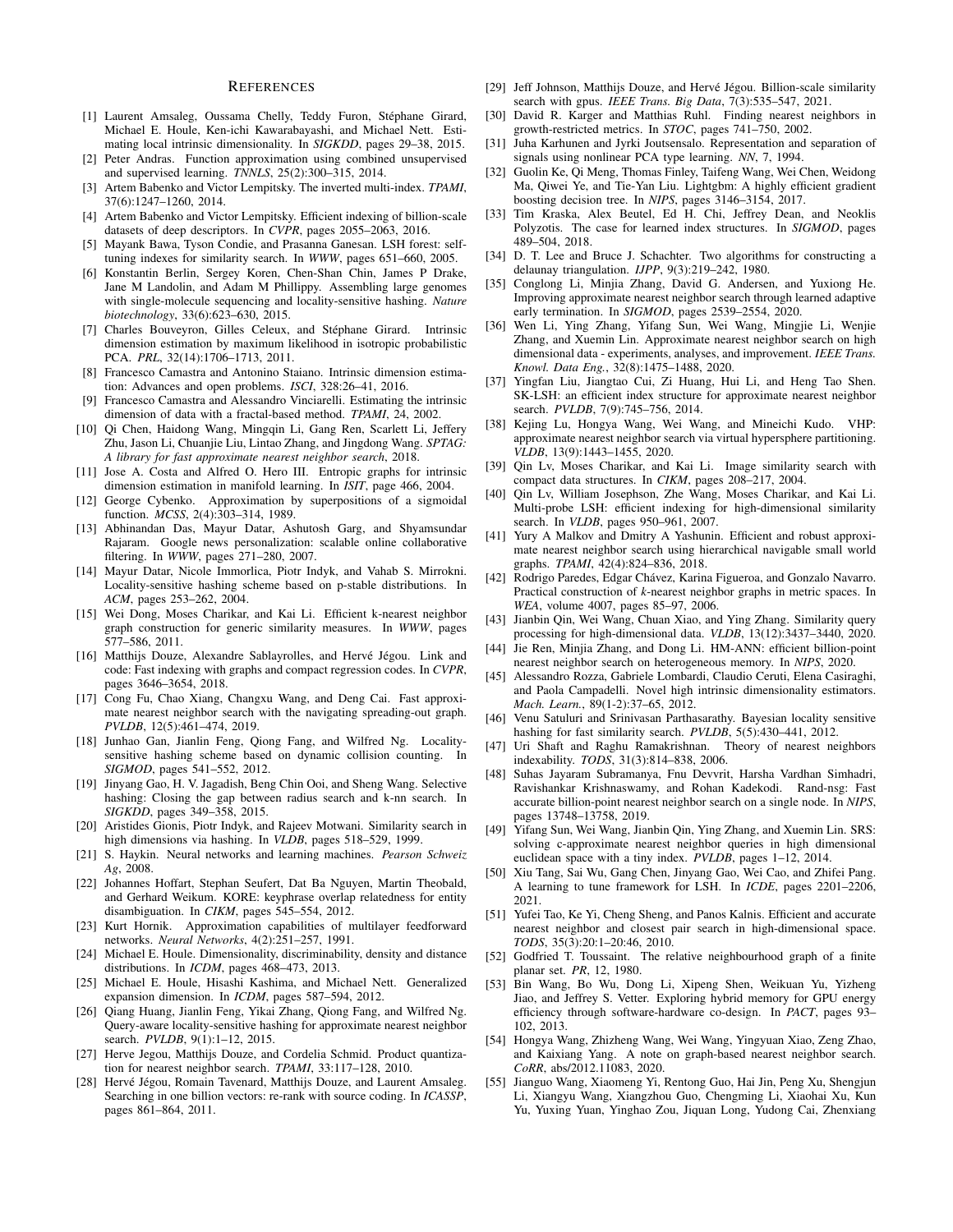## References

[1] Laurent Amsaleg, Oussama Chelly, Teddy Furon, Stéphane Girard, Michael E. Houle, Ken-ichi Kawarabayashi, and Michael Nett. Estimating local intrinsic dimensionality. In *SIGKDD*, pages 29–38, 2015.

[2] Peter Andras. Function approximation using combined unsupervised and supervised learning. *TNNLS*, 25(2):300–315, 2014.

[3] Artem Babenko and Victor Lempitsky. The inverted multi-index. *TPAMI*, 37(6):1247–1260, 2014.

[4] Artem Babenko and Victor Lempitsky. Efficient indexing of billion-scale datasets of deep descriptors. In *CVPR*, pages 2055–2063, 2016.

[5] Mayank Bawa, Tyson Condie, and Prasanna Ganesan. LSH forest: self-tuning indexes for similarity search. In *WWW*, pages 651–660, 2005.

[6] Konstantin Berlin, Sergey Koren, Chen-Shan Chin, James P Drake, Jane M Landolin, and Adam M Phillippy. Assembling large genomes with single-molecule sequencing and locality-sensitive hashing. *Nature biotechnology*, 33(6):623–630, 2015.

[7] Charles Bouveyron, Gilles Celeux, and Stéphane Girard. Intrinsic dimension estimation by maximum likelihood in isotropic probabilistic PCA. *PRL*, 32(14):1706–1713, 2011.

[8] Francesco Camastra and Antonino Staiano. Intrinsic dimension estimation: Advances and open problems. *ISCI*, 328:26–41, 2016.

[9] Francesco Camastra and Alessandro Vinciarelli. Estimating the intrinsic dimension of data with a fractal-based method. *TPAMI*, 24, 2002.

[10] Qi Chen, Haidong Wang, Mingqin Li, Gang Ren, Scarlett Li, Jeffery Zhu, Jason Li, Chuanjie Liu, Lintao Zhang, and Jingdong Wang. *SPTAG: A library for fast approximate nearest neighbor search*, 2018.

[11] Jose A. Costa and Alfred O. Hero III. Entropic graphs for intrinsic dimension estimation in manifold learning. In *ISIT*, page 466, 2004.

[12] George Cybenko. Approximation by superpositions of a sigmoidal function. *MCSS*, 2(4):303–314, 1989.

[13] Abhinandan Das, Mayur Datar, Ashutosh Garg, and Shyamsundar Rajaram. Google news personalization: scalable online collaborative filtering. In *WWW*, pages 271–280, 2007.

[14] Mayur Datar, Nicole Immorlica, Piotr Indyk, and Vahab S. Mirrokni. Locality-sensitive hashing scheme based on p-stable distributions. In *ACM*, pages 253–262, 2004.

[15] Wei Dong, Moses Charikar, and Kai Li. Efficient k-nearest neighbor graph construction for generic similarity measures. In *WWW*, pages 577–586, 2011.

[16] Matthijs Douze, Alexandre Sablayrolles, and Hervé Jégou. Link and code: Fast indexing with graphs and compact regression codes. In *CVPR*, pages 3646–3654, 2018.

[17] Cong Fu, Chao Xiang, Changxu Wang, and Deng Cai. Fast approximate nearest neighbor search with the navigating spreading-out graph. *PVLDB*, 12(5):461–474, 2019.

[18] Junhao Gan, Jianlin Feng, Qiong Fang, and Wilfred Ng. Locality-sensitive hashing scheme based on dynamic collision counting. In *SIGMOD*, pages 541–552, 2012.

[19] Jinyang Gao, H. V. Jagadish, Beng Chin Ooi, and Sheng Wang. Selective hashing: Closing the gap between radius search and k-nn search. In *SIGKDD*, pages 349–358, 2015.

[20] Aristides Gionis, Piotr Indyk, and Rajeev Motwani. Similarity search in high dimensions via hashing. In *VLDB*, pages 518–529, 1999.

[21] S. Haykin. Neural networks and learning machines. *Pearson Schweiz Ag*, 2008.

[22] Johannes Hoffart, Stephan Seufert, Dat Ba Nguyen, Martin Theobald, and Gerhard Weikum. KORE: keyphrase overlap relatedness for entity disambiguation. In *CIKM*, pages 545–554, 2012.

[23] Kurt Hornik. Approximation capabilities of multilayer feedforward networks. *Neural Networks*, 4(2):251–257, 1991.

[24] Michael E. Houle. Dimensionality, discriminability, density and distance distributions. In *ICDM*, pages 468–473, 2013.

[25] Michael E. Houle, Hisashi Kashima, and Michael Nett. Generalized expansion dimension. In *ICDM*, pages 587–594, 2012.

[26] Qiang Huang, Jianlin Feng, Yikai Zhang, Qiong Fang, and Wilfred Ng. Query-aware locality-sensitive hashing for approximate nearest neighbor search. *PVLDB*, 9(1):1–12, 2015.

[27] Herve Jegou, Matthijs Douze, and Cordelia Schmid. Product quantization for nearest neighbor search. *TPAMI*, 33:117–128, 2010.

[28] Hervé Jégou, Romain Tavenard, Matthijs Douze, and Laurent Amsaleg. Searching in one billion vectors: re-rank with source coding. In *ICASSP*, pages 861–864, 2011.

[29] Jeff Johnson, Matthijs Douze, and Hervé Jégou. Billion-scale similarity search with gpus. *IEEE Trans. Big Data*, 7(3):535–547, 2021.

[30] David R. Karger and Matthias Ruhl. Finding nearest neighbors in growth-restricted metrics. In *STOC*, pages 741–750, 2002.

[31] Juha Karhunen and Jyrki Joutsensalo. Representation and separation of signals using nonlinear PCA type learning. *NN*, 7, 1994.

[32] Guolin Ke, Qi Meng, Thomas Finley, Taifeng Wang, Wei Chen, Weidong Ma, Qiwei Ye, and Tie-Yan Liu. Lightgbm: A highly efficient gradient boosting decision tree. In *NIPS*, pages 3146–3154, 2017.

[33] Tim Kraska, Alex Beutel, Ed H. Chi, Jeffrey Dean, and Neoklis Polyzotis. The case for learned index structures. In *SIGMOD*, pages 489–504, 2018.

[34] D. T. Lee and Bruce J. Schachter. Two algorithms for constructing a delaunay triangulation. *IJPP*, 9(3):219–242, 1980.

[35] Conglong Li, Minjia Zhang, David G. Andersen, and Yuxiong He. Improving approximate nearest neighbor search through learned adaptive early termination. In *SIGMOD*, pages 2539–2554, 2020.

[36] Wen Li, Ying Zhang, Yifang Sun, Wei Wang, Mingjie Li, Wenjie Zhang, and Xuemin Lin. Approximate nearest neighbor search on high dimensional data - experiments, analyses, and improvement. *IEEE Trans. Knowl. Data Eng.*, 32(8):1475–1488, 2020.

[37] Yingfan Liu, Jiangtao Cui, Zi Huang, Hui Li, and Heng Tao Shen. SK-LSH: an efficient index structure for approximate nearest neighbor search. *PVLDB*, 7(9):745–756, 2014.

[38] Kejing Lu, Hongya Wang, Wei Wang, and Mineichi Kudo. VHP: approximate nearest neighbor search via virtual hypersphere partitioning. *VLDB*, 13(9):1443–1455, 2020.

[39] Qin Lv, Moses Charikar, and Kai Li. Image similarity search with compact data structures. In *CIKM*, pages 208–217, 2004.

[40] Qin Lv, William Josephson, Zhe Wang, Moses Charikar, and Kai Li. Multi-probe LSH: efficient indexing for high-dimensional similarity search. In *VLDB*, pages 950–961, 2007.

[41] Yury A Malkov and Dmitry A Yashunin. Efficient and robust approximate nearest neighbor search using hierarchical navigable small world graphs. *TPAMI*, 42(4):824–836, 2018.

[42] Rodrigo Paredes, Edgar Chávez, Karina Figueroa, and Gonzalo Navarro. Practical construction of *k*-nearest neighbor graphs in metric spaces. In *WEA*, volume 4007, pages 85–97, 2006.

[43] Jianbin Qin, Wei Wang, Chuan Xiao, and Ying Zhang. Similarity query processing for high-dimensional data. *VLDB*, 13(12):3437–3440, 2020.

[44] Jie Ren, Minjia Zhang, and Dong Li. HM-ANN: efficient billion-point nearest neighbor search on heterogeneous memory. In *NIPS*, 2020.

[45] Alessandro Rozza, Gabriele Lombardi, Claudio Ceruti, Elena Casiraghi, and Paola Campadelli. Novel high intrinsic dimensionality estimators. *Mach. Learn.*, 89(1-2):37–65, 2012.

[46] Venu Satuluri and Srinivasan Parthasarathy. Bayesian locality sensitive hashing for fast similarity search. *PVLDB*, 5(5):430–441, 2012.

[47] Uri Shaft and Raghu Ramakrishnan. Theory of nearest neighbors indexability. *TODS*, 31(3):814–838, 2006.

[48] Suhas Jayaram Subramanya, Fnu Devvrit, Harsha Vardhan Simhadri, Ravishankar Krishnaswamy, and Rohan Kadekodi. Rand-nsg: Fast accurate billion-point nearest neighbor search on a single node. In *NIPS*, pages 13748–13758, 2019.

[49] Yifang Sun, Wei Wang, Jianbin Qin, Ying Zhang, and Xuemin Lin. SRS: solving c-approximate nearest neighbor queries in high dimensional euclidean space with a tiny index. *PVLDB*, pages 1–12, 2014.

[50] Xiu Tang, Sai Wu, Gang Chen, Jinyang Gao, Wei Cao, and Zhifei Pang. A learning to tune framework for LSH. In *ICDE*, pages 2201–2206, 2021.

[51] Yufei Tao, Ke Yi, Cheng Sheng, and Panos Kalnis. Efficient and accurate nearest neighbor and closest pair search in high-dimensional space. *TODS*, 35(3):20:1–20:46, 2010.

[52] Godfried T. Toussaint. The relative neighbourhood graph of a finite planar set. *PR*, 12, 1980.

[53] Bin Wang, Bo Wu, Dong Li, Xipeng Shen, Weikuan Yu, Yizheng Jiao, and Jeffrey S. Vetter. Exploring hybrid memory for GPU energy efficiency through software-hardware co-design. In *PACT*, pages 93–102, 2013.

[54] Hongya Wang, Zhizheng Wang, Wei Wang, Yingyuan Xiao, Zeng Zhao, and Kaixiang Yang. A note on graph-based nearest neighbor search. *CoRR*, abs/2012.11083, 2020.

[55] Jianguo Wang, Xiaomeng Yi, Rentong Guo, Hai Jin, Peng Xu, Shengjun Li, Xiangyu Wang, Xiangzhou Guo, Chengming Li, Xiaohai Xu, Kun Yu, Yuxing Yuan, Yinghao Zou, Jiquan Long, Yudong Cai, Zhenxiang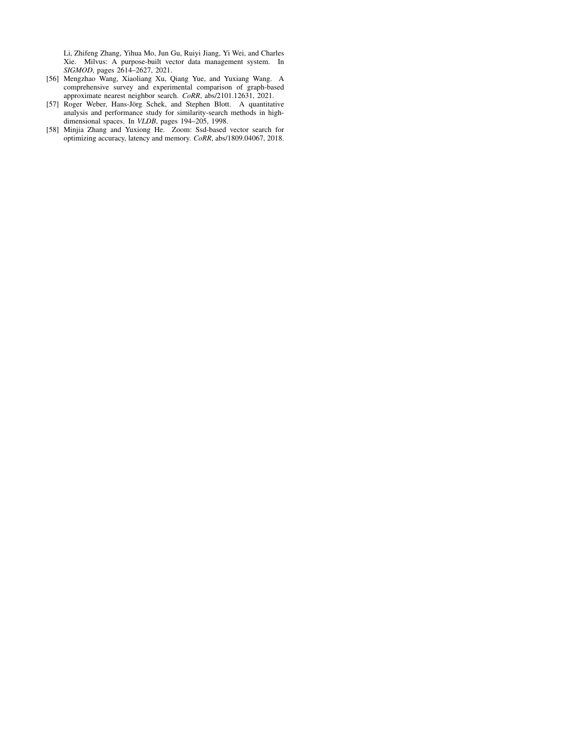Li, Zhifeng Zhang, Yihua Mo, Jun Gu, Ruiyi Jiang, Yi Wei, and Charles Xie. Milvus: A purpose-built vector data management system. In *SIGMOD*, pages 2614–2627, 2021.

[56] Mengzhao Wang, Xiaoliang Xu, Qiang Yue, and Yuxiang Wang. A comprehensive survey and experimental comparison of graph-based approximate nearest neighbor search. *CoRR*, abs/2101.12631, 2021.

[57] Roger Weber, Hans-Jörg Schek, and Stephen Blott. A quantitative analysis and performance study for similarity-search methods in high-dimensional spaces. In *VLDB*, pages 194–205, 1998.

[58] Minjia Zhang and Yuxiong He. Zoom: Ssd-based vector search for optimizing accuracy, latency and memory. *CoRR*, abs/1809.04067, 2018.